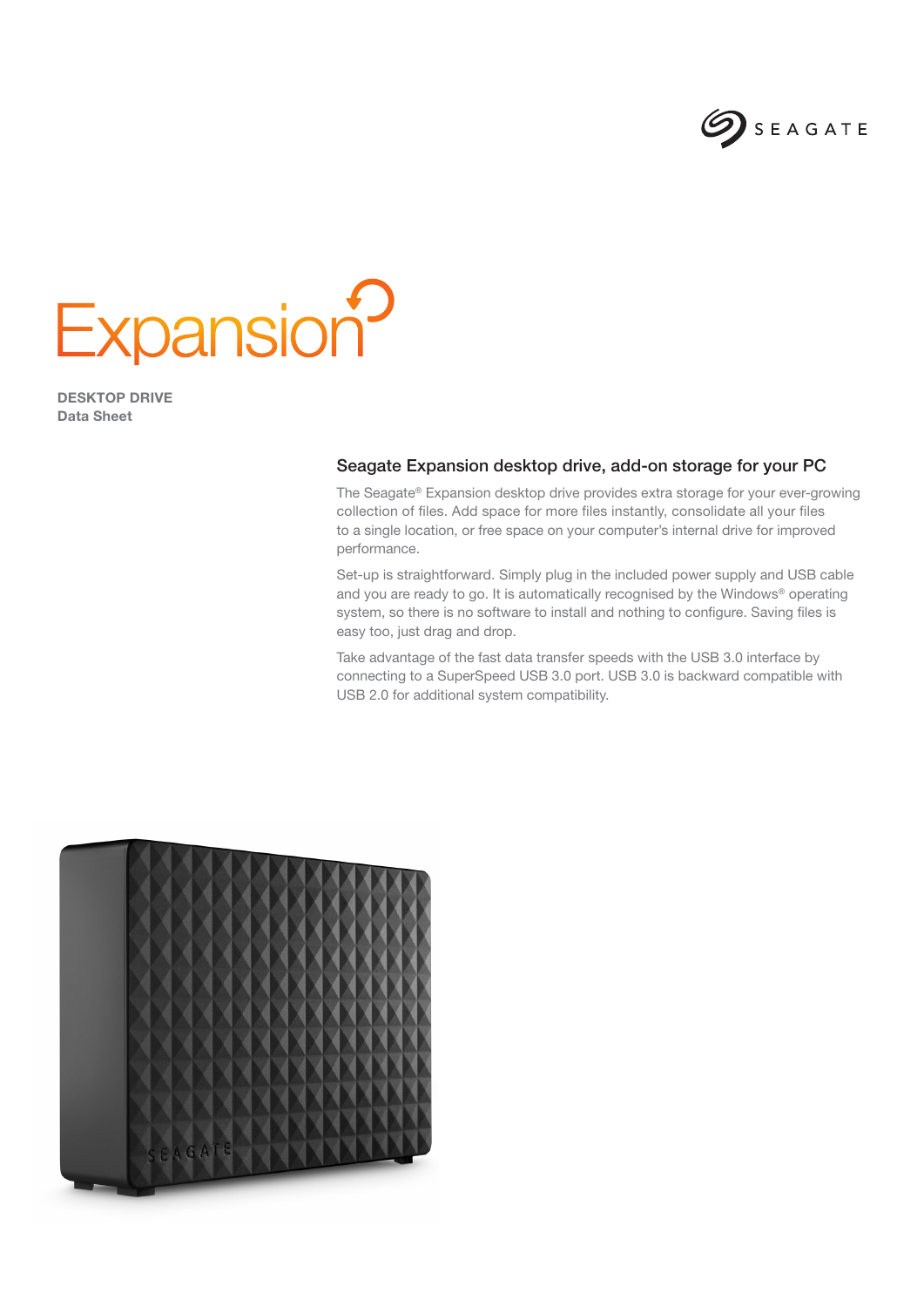SEAGATE

# Expansion

**DESKTOP DRIVE**
**Data Sheet**

## Seagate Expansion desktop drive, add-on storage for your PC

The Seagate® Expansion desktop drive provides extra storage for your ever-growing collection of files. Add space for more files instantly, consolidate all your files to a single location, or free space on your computer's internal drive for improved performance.

Set-up is straightforward. Simply plug in the included power supply and USB cable and you are ready to go. It is automatically recognised by the Windows® operating system, so there is no software to install and nothing to configure. Saving files is easy too, just drag and drop.

Take advantage of the fast data transfer speeds with the USB 3.0 interface by connecting to a SuperSpeed USB 3.0 port. USB 3.0 is backward compatible with USB 2.0 for additional system compatibility.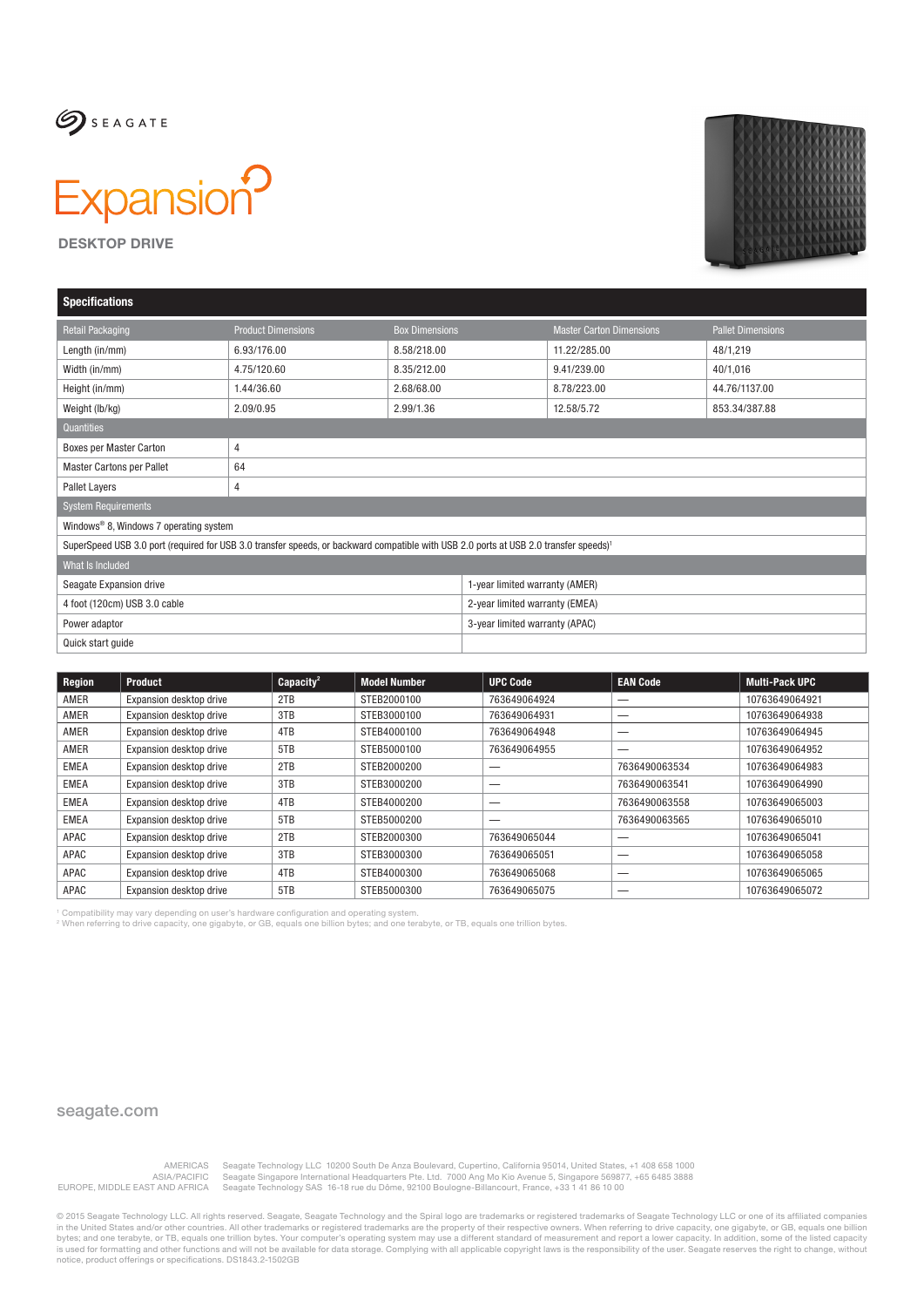SEAGATE

# Expansion

## DESKTOP DRIVE

## Specifications

| Retail Packaging | Product Dimensions | Box Dimensions | Master Carton Dimensions | Pallet Dimensions |
|---|---|---|---|---|
| Length (in/mm) | 6.93/176.00 | 8.58/218.00 | 11.22/285.00 | 48/1,219 |
| Width (in/mm) | 4.75/120.60 | 8.35/212.00 | 9.41/239.00 | 40/1,016 |
| Height (in/mm) | 1.44/36.60 | 2.68/68.00 | 8.78/223.00 | 44.76/1137.00 |
| Weight (lb/kg) | 2.09/0.95 | 2.99/1.36 | 12.58/5.72 | 853.34/387.88 |
| **Quantities** | | | | |
| Boxes per Master Carton | 4 | | | |
| Master Cartons per Pallet | 64 | | | |
| Pallet Layers | 4 | | | |
| **System Requirements** | | | | |
| Windows® 8, Windows 7 operating system | | | | |
| SuperSpeed USB 3.0 port (required for USB 3.0 transfer speeds, or backward compatible with USB 2.0 ports at USB 2.0 transfer speeds)[1] | | | | |

| What Is Included | |
|---|---|
| Seagate Expansion drive | 1-year limited warranty (AMER) |
| 4 foot (120cm) USB 3.0 cable | 2-year limited warranty (EMEA) |
| Power adaptor | 3-year limited warranty (APAC) |
| Quick start guide | |

| Region | Product | Capacity[2] | Model Number | UPC Code | EAN Code | Multi-Pack UPC |
|---|---|---|---|---|---|---|
| AMER | Expansion desktop drive | 2TB | STEB2000100 | 763649064924 | — | 10763649064921 |
| AMER | Expansion desktop drive | 3TB | STEB3000100 | 763649064931 | — | 10763649064938 |
| AMER | Expansion desktop drive | 4TB | STEB4000100 | 763649064948 | — | 10763649064945 |
| AMER | Expansion desktop drive | 5TB | STEB5000100 | 763649064955 | — | 10763649064952 |
| EMEA | Expansion desktop drive | 2TB | STEB2000200 | — | 7636490063534 | 10763649064983 |
| EMEA | Expansion desktop drive | 3TB | STEB3000200 | — | 7636490063541 | 10763649064990 |
| EMEA | Expansion desktop drive | 4TB | STEB4000200 | — | 7636490063558 | 10763649065003 |
| EMEA | Expansion desktop drive | 5TB | STEB5000200 | — | 7636490063565 | 10763649065010 |
| APAC | Expansion desktop drive | 2TB | STEB2000300 | 763649065044 | — | 10763649065041 |
| APAC | Expansion desktop drive | 3TB | STEB3000300 | 763649065051 | — | 10763649065058 |
| APAC | Expansion desktop drive | 4TB | STEB4000300 | 763649065068 | — | 10763649065065 |
| APAC | Expansion desktop drive | 5TB | STEB5000300 | 763649065075 | — | 10763649065072 |

[1] Compatibility may vary depending on user's hardware configuration and operating system.
[2] When referring to drive capacity, one gigabyte, or GB, equals one billion bytes; and one terabyte, or TB, equals one trillion bytes.

seagate.com

AMERICAS Seagate Technology LLC 10200 South De Anza Boulevard, Cupertino, California 95014, United States, +1 408 658 1000
ASIA/PACIFIC Seagate Singapore International Headquarters Pte. Ltd. 7000 Ang Mo Kio Avenue 5, Singapore 569877, +65 6485 3888
EUROPE, MIDDLE EAST AND AFRICA Seagate Technology SAS 16-18 rue du Dôme, 92100 Boulogne-Billancourt, France, +33 1 41 86 10 00

© 2015 Seagate Technology LLC. All rights reserved. Seagate, Seagate Technology and the Spiral logo are trademarks or registered trademarks of Seagate Technology LLC or one of its affiliated companies in the United States and/or other countries. All other trademarks or registered trademarks are the property of their respective owners. When referring to drive capacity, one gigabyte, or GB, equals one billion bytes; and one terabyte, or TB, equals one trillion bytes. Your computer's operating system may use a different standard of measurement and report a lower capacity. In addition, some of the listed capacity is used for formatting and other functions and will not be available for data storage. Complying with all applicable copyright laws is the responsibility of the user. Seagate reserves the right to change, without notice, product offerings or specifications. DS1843.2-1502GB